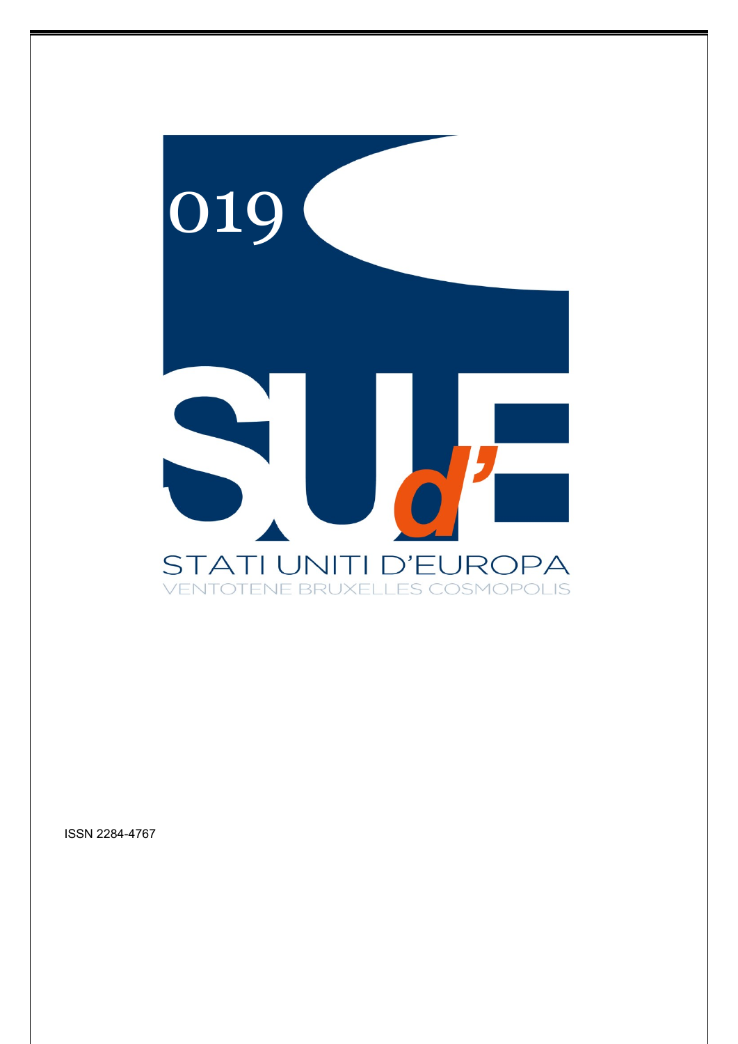019

SUd'E

STATI UNITI D'EUROPA

VENTOTENE BRUXELLES COSMOPOLIS

ISSN 2284-4767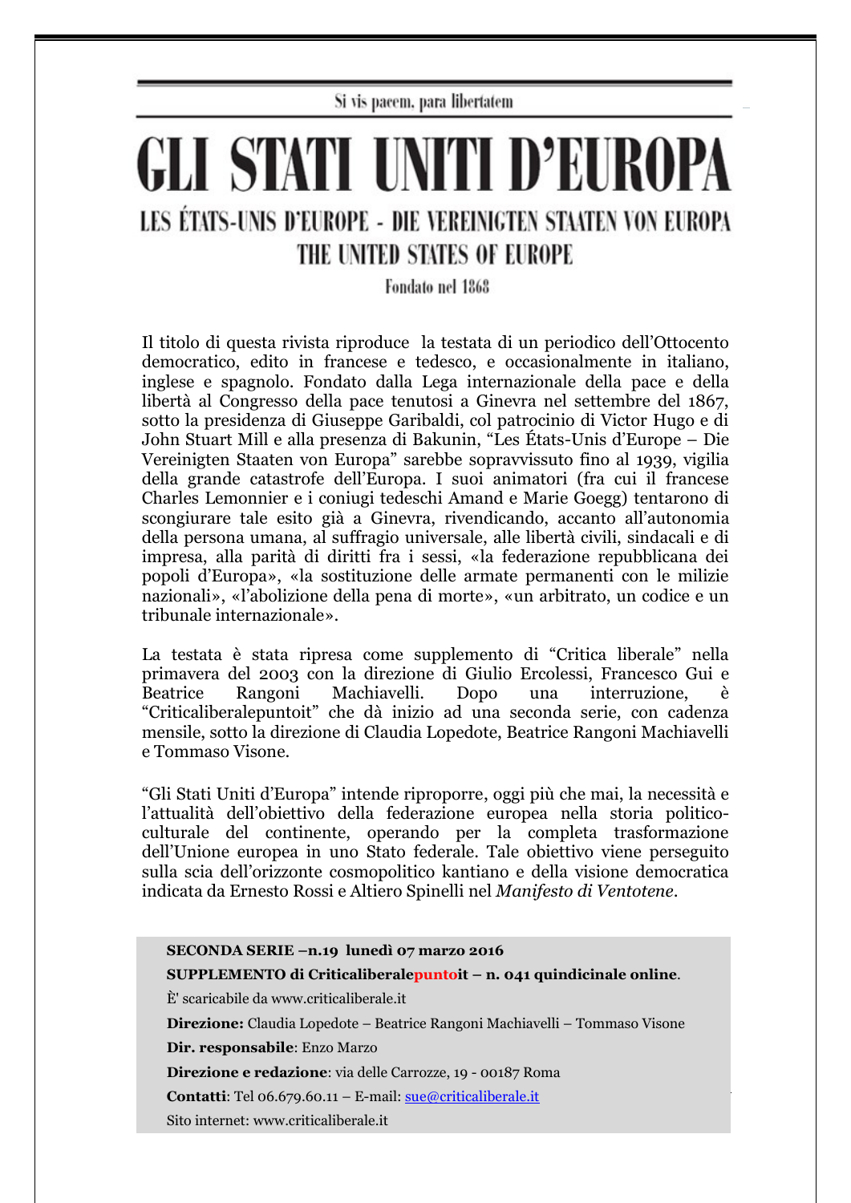Si vis pacem, para libertatem

# GLI STATI UNITI D'EUROPA

## LES ÉTATS-UNIS D'EUROPE - DIE VEREINIGTEN STAATEN VON EUROPA
## THE UNITED STATES OF EUROPE

Fondato nel 1868

Il titolo di questa rivista riproduce la testata di un periodico dell'Ottocento democratico, edito in francese e tedesco, e occasionalmente in italiano, inglese e spagnolo. Fondato dalla Lega internazionale della pace e della libertà al Congresso della pace tenutosi a Ginevra nel settembre del 1867, sotto la presidenza di Giuseppe Garibaldi, col patrocinio di Victor Hugo e di John Stuart Mill e alla presenza di Bakunin, "Les États-Unis d'Europe – Die Vereinigten Staaten von Europa" sarebbe sopravvissuto fino al 1939, vigilia della grande catastrofe dell'Europa. I suoi animatori (fra cui il francese Charles Lemonnier e i coniugi tedeschi Amand e Marie Goegg) tentarono di scongiurare tale esito già a Ginevra, rivendicando, accanto all'autonomia della persona umana, al suffragio universale, alle libertà civili, sindacali e di impresa, alla parità di diritti fra i sessi, «la federazione repubblicana dei popoli d'Europa», «la sostituzione delle armate permanenti con le milizie nazionali», «l'abolizione della pena di morte», «un arbitrato, un codice e un tribunale internazionale».

La testata è stata ripresa come supplemento di "Critica liberale" nella primavera del 2003 con la direzione di Giulio Ercolessi, Francesco Gui e Beatrice Rangoni Machiavelli. Dopo una interruzione, è "Criticaliberalepuntoit" che dà inizio ad una seconda serie, con cadenza mensile, sotto la direzione di Claudia Lopedote, Beatrice Rangoni Machiavelli e Tommaso Visone.

"Gli Stati Uniti d'Europa" intende riproporre, oggi più che mai, la necessità e l'attualità dell'obiettivo della federazione europea nella storia politico-culturale del continente, operando per la completa trasformazione dell'Unione europea in uno Stato federale. Tale obiettivo viene perseguito sulla scia dell'orizzonte cosmopolitico kantiano e della visione democratica indicata da Ernesto Rossi e Altiero Spinelli nel *Manifesto di Ventotene*.

**SECONDA SERIE –n.19 lunedì 07 marzo 2016**

**SUPPLEMENTO di Criticaliberalepuntoit – n. 041 quindicinale online**.

È' scaricabile da www.criticaliberale.it

**Direzione:** Claudia Lopedote – Beatrice Rangoni Machiavelli – Tommaso Visone

**Dir. responsabile**: Enzo Marzo

**Direzione e redazione**: via delle Carrozze, 19 - 00187 Roma

**Contatti**: Tel 06.679.60.11 – E-mail: sue@criticaliberale.it

Sito internet: www.criticaliberale.it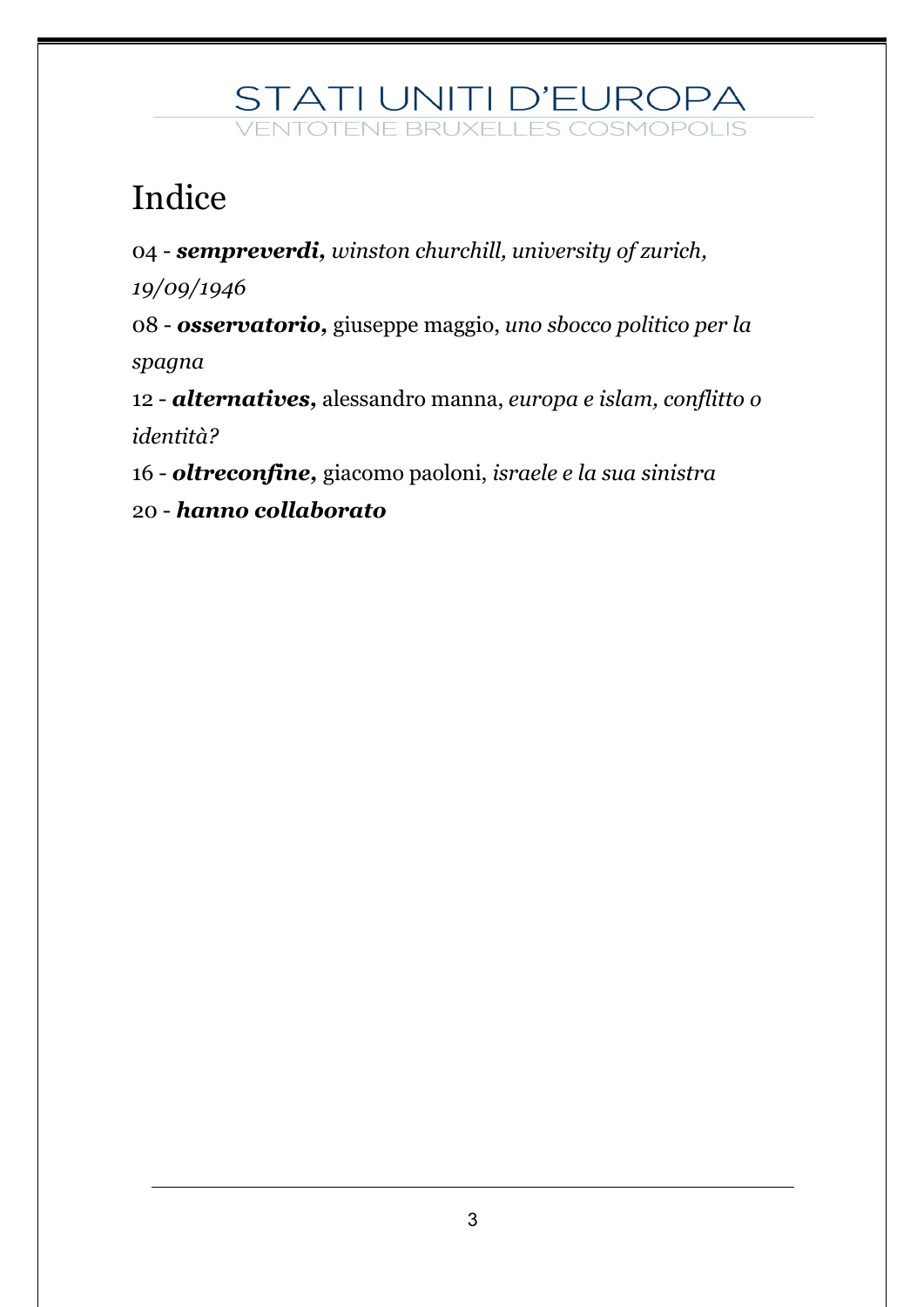# Indice

04 - ***sempreverdi,*** *winston churchill, university of zurich, 19/09/1946*

08 - ***osservatorio,*** giuseppe maggio, *uno sbocco politico per la spagna*

12 - ***alternatives,*** alessandro manna, *europa e islam, conflitto o identità?*

16 - ***oltreconfine,*** giacomo paoloni, *israele e la sua sinistra*

20 - ***hanno collaborato***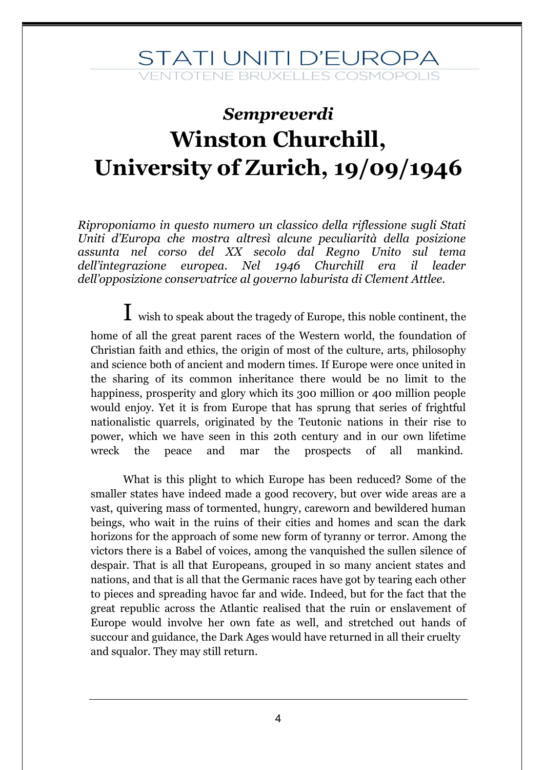## *Sempreverdi*

# Winston Churchill, University of Zurich, 19/09/1946

*Riproponiamo in questo numero un classico della riflessione sugli Stati Uniti d'Europa che mostra altresì alcune peculiarità della posizione assunta nel corso del XX secolo dal Regno Unito sul tema dell'integrazione europea. Nel 1946 Churchill era il leader dell'opposizione conservatrice al governo laburista di Clement Attlee.*

I wish to speak about the tragedy of Europe, this noble continent, the home of all the great parent races of the Western world, the foundation of Christian faith and ethics, the origin of most of the culture, arts, philosophy and science both of ancient and modern times. If Europe were once united in the sharing of its common inheritance there would be no limit to the happiness, prosperity and glory which its 300 million or 400 million people would enjoy. Yet it is from Europe that has sprung that series of frightful nationalistic quarrels, originated by the Teutonic nations in their rise to power, which we have seen in this 20th century and in our own lifetime wreck the peace and mar the prospects of all mankind.

What is this plight to which Europe has been reduced? Some of the smaller states have indeed made a good recovery, but over wide areas are a vast, quivering mass of tormented, hungry, careworn and bewildered human beings, who wait in the ruins of their cities and homes and scan the dark horizons for the approach of some new form of tyranny or terror. Among the victors there is a Babel of voices, among the vanquished the sullen silence of despair. That is all that Europeans, grouped in so many ancient states and nations, and that is all that the Germanic races have got by tearing each other to pieces and spreading havoc far and wide. Indeed, but for the fact that the great republic across the Atlantic realised that the ruin or enslavement of Europe would involve her own fate as well, and stretched out hands of succour and guidance, the Dark Ages would have returned in all their cruelty and squalor. They may still return.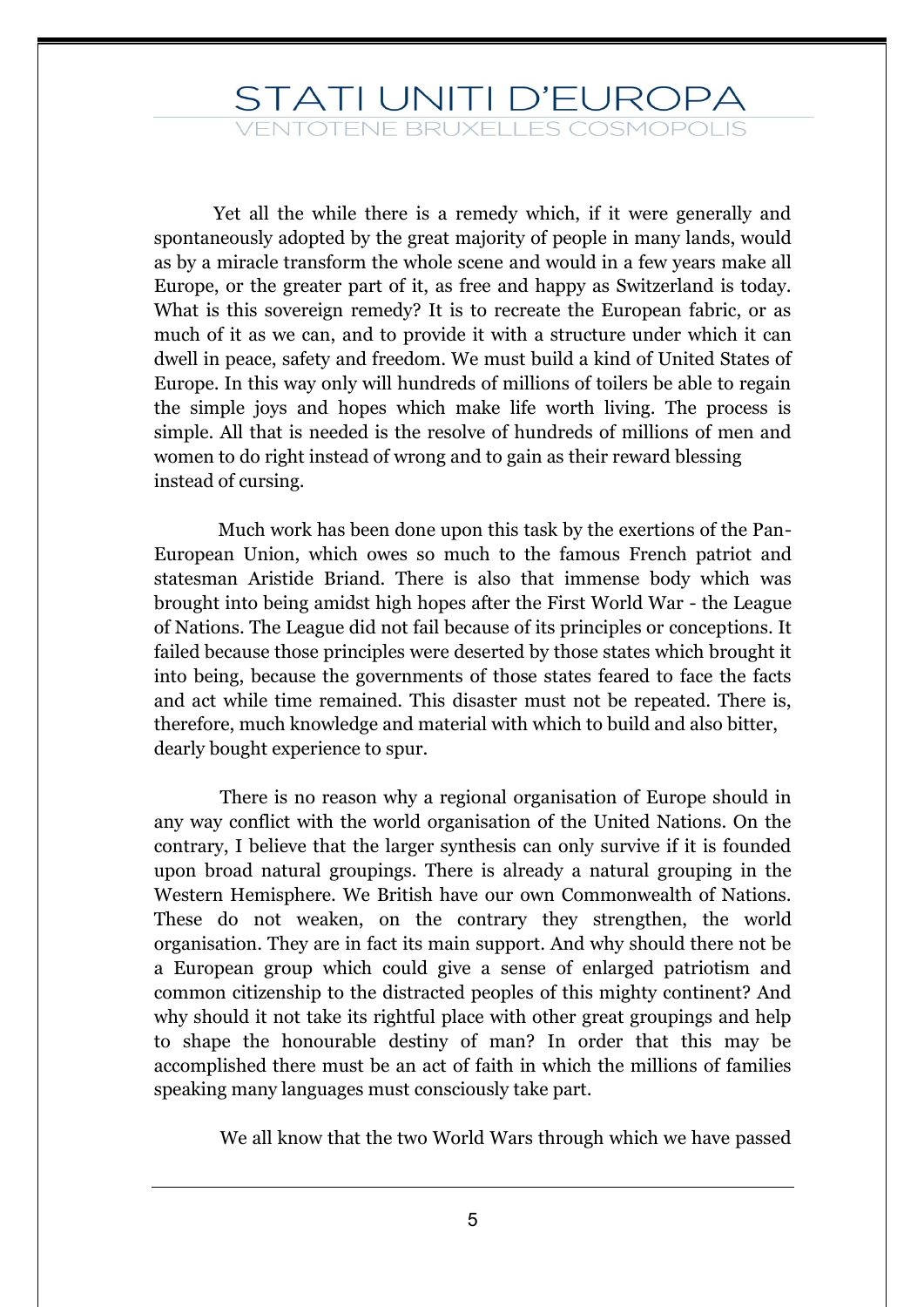Yet all the while there is a remedy which, if it were generally and spontaneously adopted by the great majority of people in many lands, would as by a miracle transform the whole scene and would in a few years make all Europe, or the greater part of it, as free and happy as Switzerland is today. What is this sovereign remedy? It is to recreate the European fabric, or as much of it as we can, and to provide it with a structure under which it can dwell in peace, safety and freedom. We must build a kind of United States of Europe. In this way only will hundreds of millions of toilers be able to regain the simple joys and hopes which make life worth living. The process is simple. All that is needed is the resolve of hundreds of millions of men and women to do right instead of wrong and to gain as their reward blessing instead of cursing.

Much work has been done upon this task by the exertions of the Pan-European Union, which owes so much to the famous French patriot and statesman Aristide Briand. There is also that immense body which was brought into being amidst high hopes after the First World War - the League of Nations. The League did not fail because of its principles or conceptions. It failed because those principles were deserted by those states which brought it into being, because the governments of those states feared to face the facts and act while time remained. This disaster must not be repeated. There is, therefore, much knowledge and material with which to build and also bitter, dearly bought experience to spur.

There is no reason why a regional organisation of Europe should in any way conflict with the world organisation of the United Nations. On the contrary, I believe that the larger synthesis can only survive if it is founded upon broad natural groupings. There is already a natural grouping in the Western Hemisphere. We British have our own Commonwealth of Nations. These do not weaken, on the contrary they strengthen, the world organisation. They are in fact its main support. And why should there not be a European group which could give a sense of enlarged patriotism and common citizenship to the distracted peoples of this mighty continent? And why should it not take its rightful place with other great groupings and help to shape the honourable destiny of man? In order that this may be accomplished there must be an act of faith in which the millions of families speaking many languages must consciously take part.

We all know that the two World Wars through which we have passed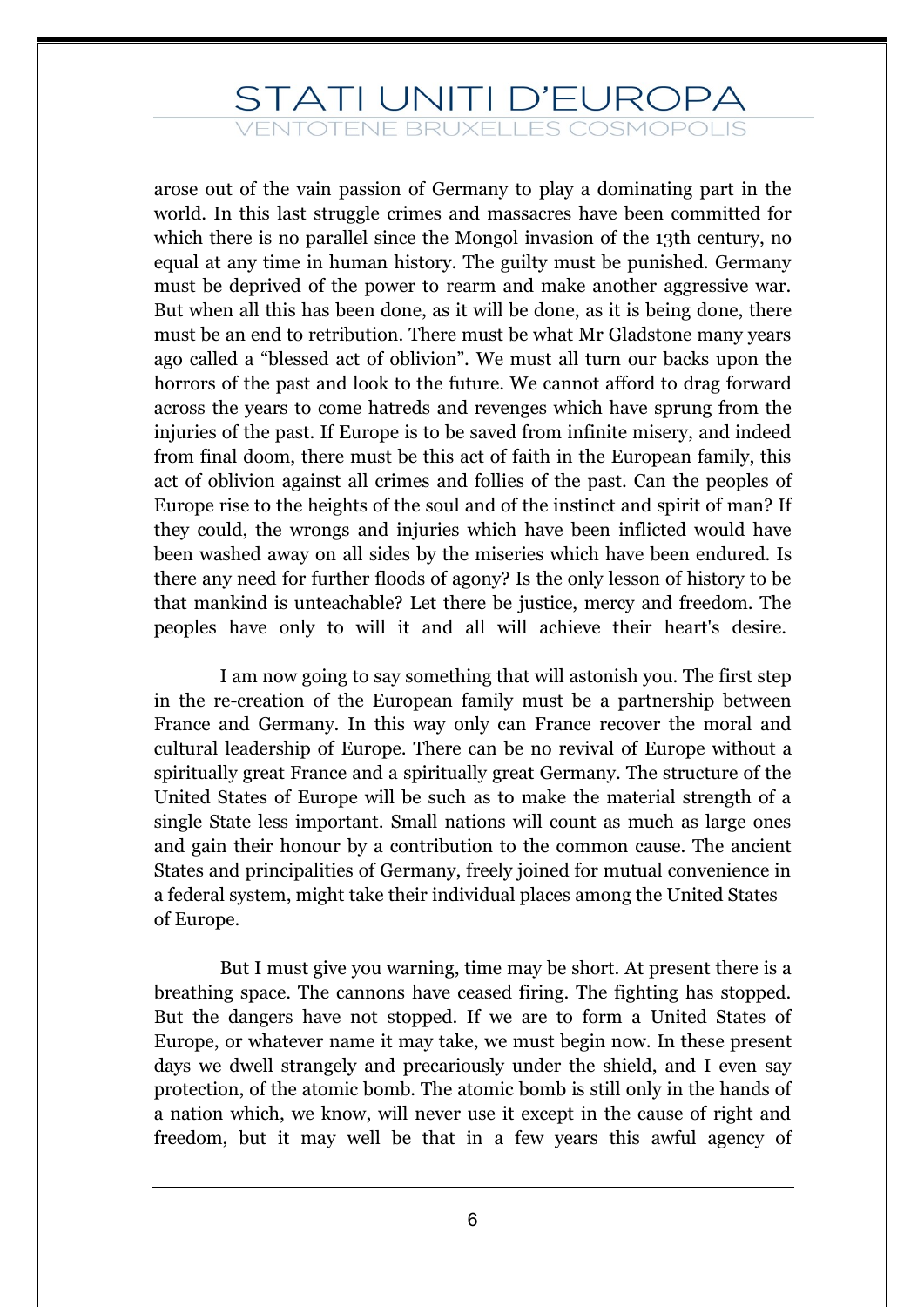arose out of the vain passion of Germany to play a dominating part in the world. In this last struggle crimes and massacres have been committed for which there is no parallel since the Mongol invasion of the 13th century, no equal at any time in human history. The guilty must be punished. Germany must be deprived of the power to rearm and make another aggressive war. But when all this has been done, as it will be done, as it is being done, there must be an end to retribution. There must be what Mr Gladstone many years ago called a "blessed act of oblivion". We must all turn our backs upon the horrors of the past and look to the future. We cannot afford to drag forward across the years to come hatreds and revenges which have sprung from the injuries of the past. If Europe is to be saved from infinite misery, and indeed from final doom, there must be this act of faith in the European family, this act of oblivion against all crimes and follies of the past. Can the peoples of Europe rise to the heights of the soul and of the instinct and spirit of man? If they could, the wrongs and injuries which have been inflicted would have been washed away on all sides by the miseries which have been endured. Is there any need for further floods of agony? Is the only lesson of history to be that mankind is unteachable? Let there be justice, mercy and freedom. The peoples have only to will it and all will achieve their heart's desire.

I am now going to say something that will astonish you. The first step in the re-creation of the European family must be a partnership between France and Germany. In this way only can France recover the moral and cultural leadership of Europe. There can be no revival of Europe without a spiritually great France and a spiritually great Germany. The structure of the United States of Europe will be such as to make the material strength of a single State less important. Small nations will count as much as large ones and gain their honour by a contribution to the common cause. The ancient States and principalities of Germany, freely joined for mutual convenience in a federal system, might take their individual places among the United States of Europe.

But I must give you warning, time may be short. At present there is a breathing space. The cannons have ceased firing. The fighting has stopped. But the dangers have not stopped. If we are to form a United States of Europe, or whatever name it may take, we must begin now. In these present days we dwell strangely and precariously under the shield, and I even say protection, of the atomic bomb. The atomic bomb is still only in the hands of a nation which, we know, will never use it except in the cause of right and freedom, but it may well be that in a few years this awful agency of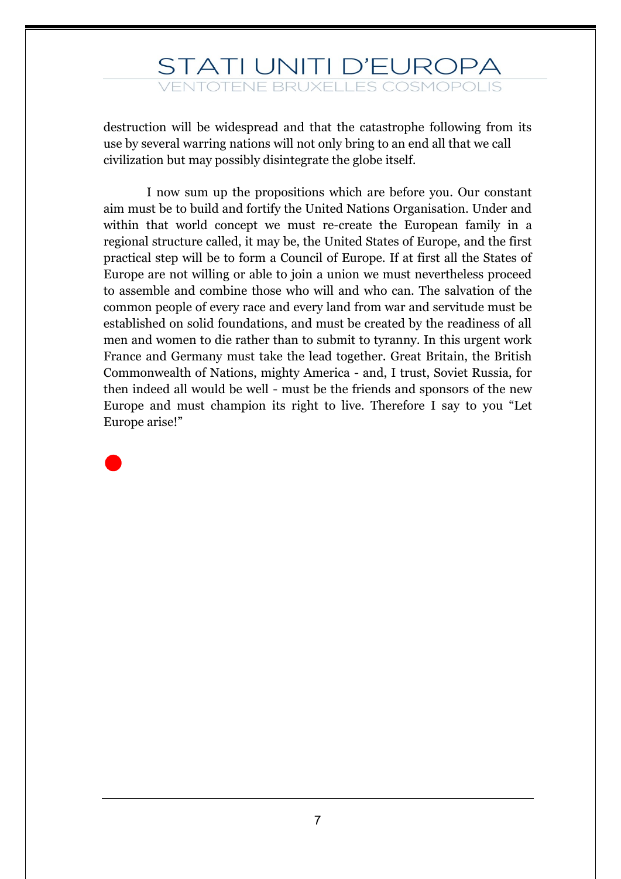destruction will be widespread and that the catastrophe following from its use by several warring nations will not only bring to an end all that we call civilization but may possibly disintegrate the globe itself.

I now sum up the propositions which are before you. Our constant aim must be to build and fortify the United Nations Organisation. Under and within that world concept we must re-create the European family in a regional structure called, it may be, the United States of Europe, and the first practical step will be to form a Council of Europe. If at first all the States of Europe are not willing or able to join a union we must nevertheless proceed to assemble and combine those who will and who can. The salvation of the common people of every race and every land from war and servitude must be established on solid foundations, and must be created by the readiness of all men and women to die rather than to submit to tyranny. In this urgent work France and Germany must take the lead together. Great Britain, the British Commonwealth of Nations, mighty America - and, I trust, Soviet Russia, for then indeed all would be well - must be the friends and sponsors of the new Europe and must champion its right to live. Therefore I say to you "Let Europe arise!"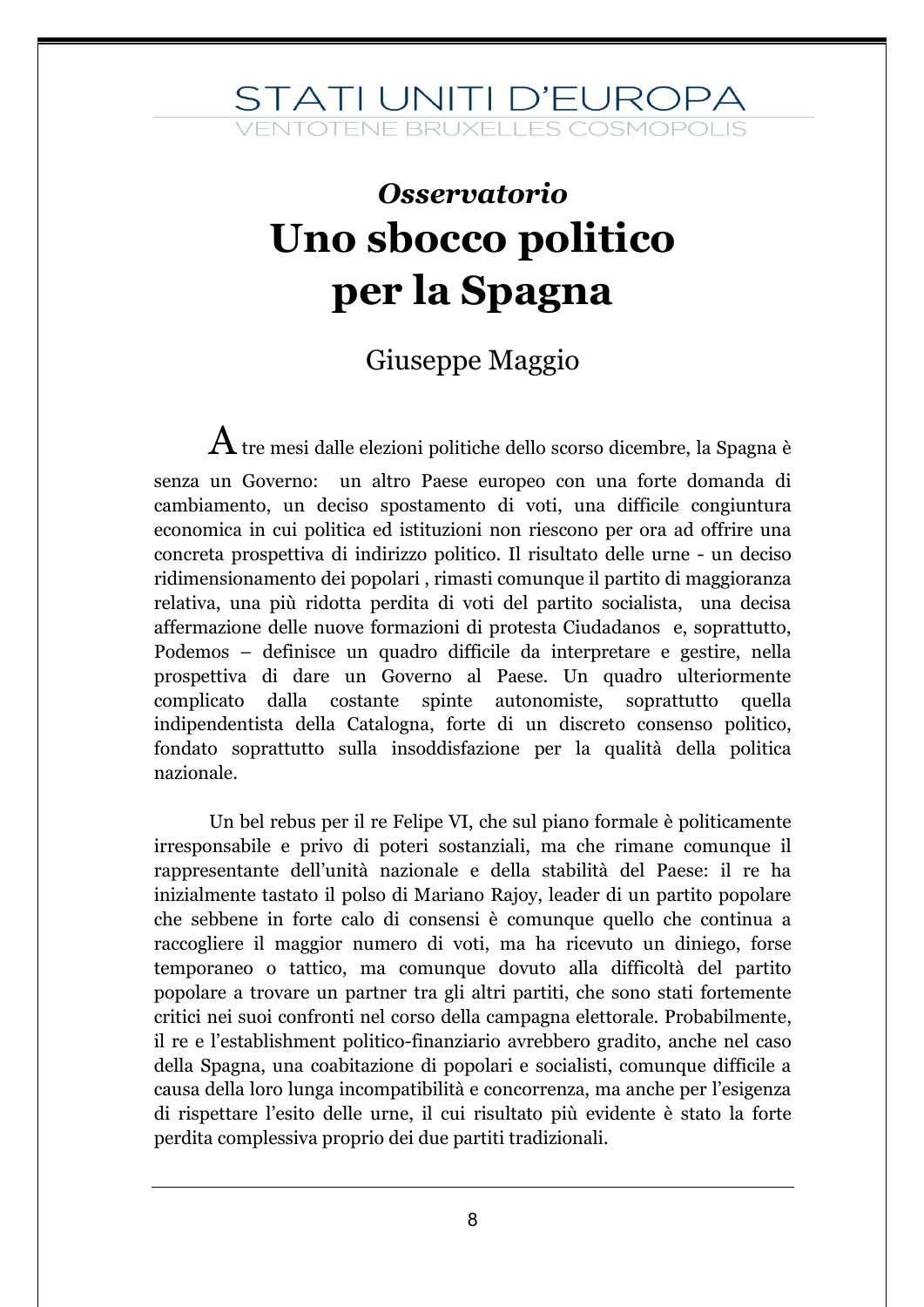*Osservatorio*

# Uno sbocco politico per la Spagna

Giuseppe Maggio

A tre mesi dalle elezioni politiche dello scorso dicembre, la Spagna è senza un Governo: un altro Paese europeo con una forte domanda di cambiamento, un deciso spostamento di voti, una difficile congiuntura economica in cui politica ed istituzioni non riescono per ora ad offrire una concreta prospettiva di indirizzo politico. Il risultato delle urne - un deciso ridimensionamento dei popolari , rimasti comunque il partito di maggioranza relativa, una più ridotta perdita di voti del partito socialista, una decisa affermazione delle nuove formazioni di protesta Ciudadanos e, soprattutto, Podemos – definisce un quadro difficile da interpretare e gestire, nella prospettiva di dare un Governo al Paese. Un quadro ulteriormente complicato dalla costante spinte autonomiste, soprattutto quella indipendentista della Catalogna, forte di un discreto consenso politico, fondato soprattutto sulla insoddisfazione per la qualità della politica nazionale.

Un bel rebus per il re Felipe VI, che sul piano formale è politicamente irresponsabile e privo di poteri sostanziali, ma che rimane comunque il rappresentante dell'unità nazionale e della stabilità del Paese: il re ha inizialmente tastato il polso di Mariano Rajoy, leader di un partito popolare che sebbene in forte calo di consensi è comunque quello che continua a raccogliere il maggior numero di voti, ma ha ricevuto un diniego, forse temporaneo o tattico, ma comunque dovuto alla difficoltà del partito popolare a trovare un partner tra gli altri partiti, che sono stati fortemente critici nei suoi confronti nel corso della campagna elettorale. Probabilmente, il re e l'establishment politico-finanziario avrebbero gradito, anche nel caso della Spagna, una coabitazione di popolari e socialisti, comunque difficile a causa della loro lunga incompatibilità e concorrenza, ma anche per l'esigenza di rispettare l'esito delle urne, il cui risultato più evidente è stato la forte perdita complessiva proprio dei due partiti tradizionali.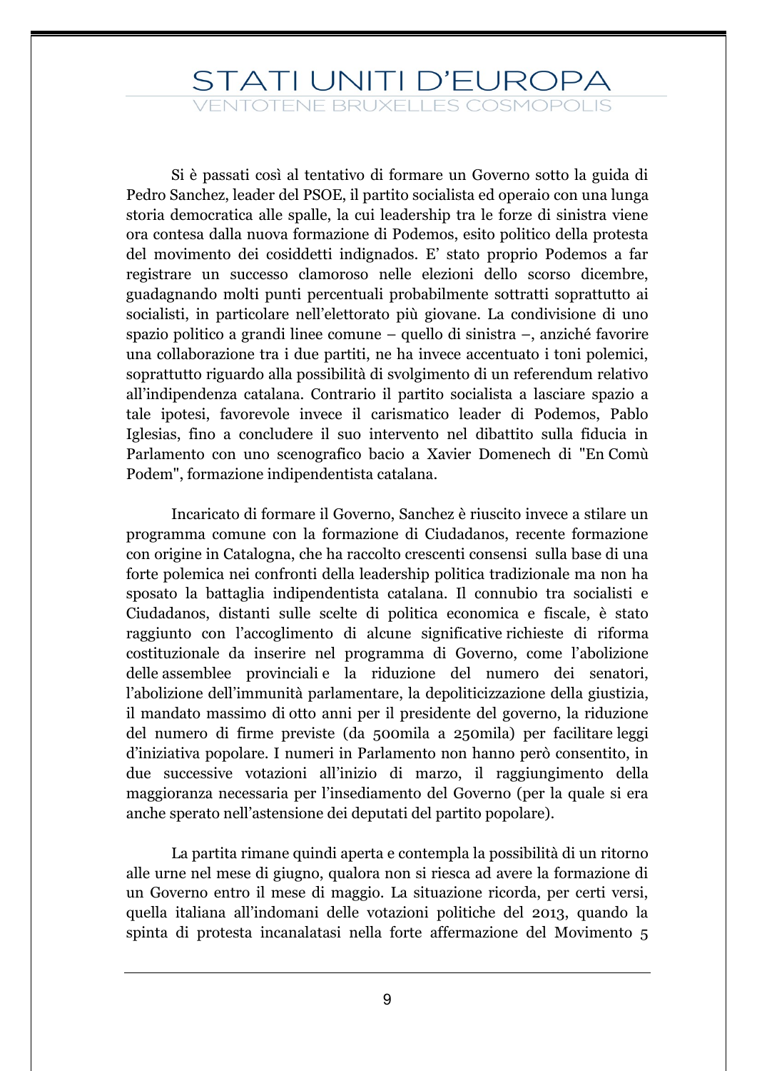Si è passati così al tentativo di formare un Governo sotto la guida di Pedro Sanchez, leader del PSOE, il partito socialista ed operaio con una lunga storia democratica alle spalle, la cui leadership tra le forze di sinistra viene ora contesa dalla nuova formazione di Podemos, esito politico della protesta del movimento dei cosiddetti indignados. E' stato proprio Podemos a far registrare un successo clamoroso nelle elezioni dello scorso dicembre, guadagnando molti punti percentuali probabilmente sottratti soprattutto ai socialisti, in particolare nell'elettorato più giovane. La condivisione di uno spazio politico a grandi linee comune – quello di sinistra –, anziché favorire una collaborazione tra i due partiti, ne ha invece accentuato i toni polemici, soprattutto riguardo alla possibilità di svolgimento di un referendum relativo all'indipendenza catalana. Contrario il partito socialista a lasciare spazio a tale ipotesi, favorevole invece il carismatico leader di Podemos, Pablo Iglesias, fino a concludere il suo intervento nel dibattito sulla fiducia in Parlamento con uno scenografico bacio a Xavier Domenech di "En Comù Podem", formazione indipendentista catalana.

Incaricato di formare il Governo, Sanchez è riuscito invece a stilare un programma comune con la formazione di Ciudadanos, recente formazione con origine in Catalogna, che ha raccolto crescenti consensi sulla base di una forte polemica nei confronti della leadership politica tradizionale ma non ha sposato la battaglia indipendentista catalana. Il connubio tra socialisti e Ciudadanos, distanti sulle scelte di politica economica e fiscale, è stato raggiunto con l'accoglimento di alcune significative richieste di riforma costituzionale da inserire nel programma di Governo, come l'abolizione delle assemblee provinciali e la riduzione del numero dei senatori, l'abolizione dell'immunità parlamentare, la depoliticizzazione della giustizia, il mandato massimo di otto anni per il presidente del governo, la riduzione del numero di firme previste (da 500mila a 250mila) per facilitare leggi d'iniziativa popolare. I numeri in Parlamento non hanno però consentito, in due successive votazioni all'inizio di marzo, il raggiungimento della maggioranza necessaria per l'insediamento del Governo (per la quale si era anche sperato nell'astensione dei deputati del partito popolare).

La partita rimane quindi aperta e contempla la possibilità di un ritorno alle urne nel mese di giugno, qualora non si riesca ad avere la formazione di un Governo entro il mese di maggio. La situazione ricorda, per certi versi, quella italiana all'indomani delle votazioni politiche del 2013, quando la spinta di protesta incanalatasi nella forte affermazione del Movimento 5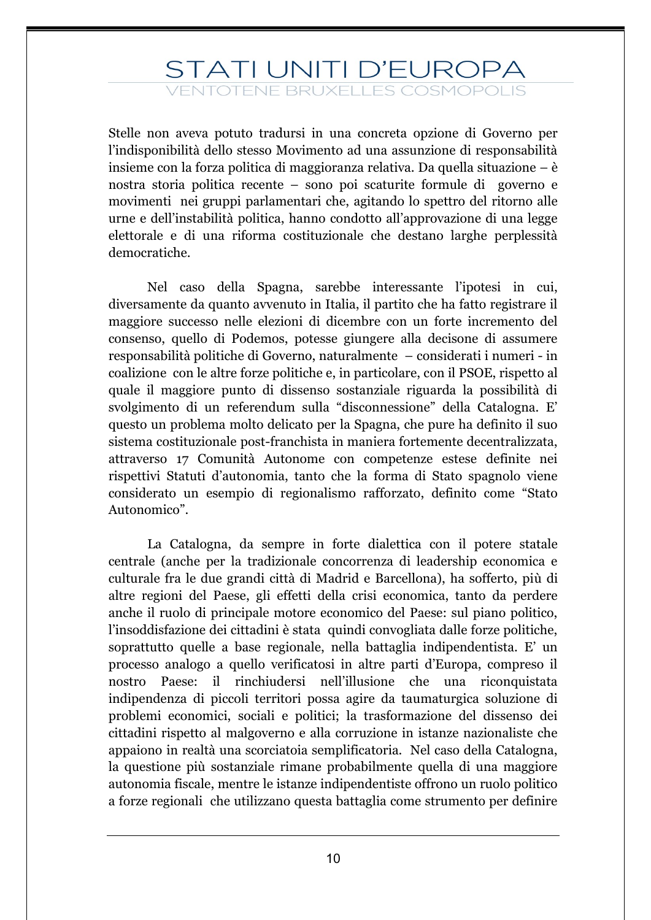Stelle non aveva potuto tradursi in una concreta opzione di Governo per l'indisponibilità dello stesso Movimento ad una assunzione di responsabilità insieme con la forza politica di maggioranza relativa. Da quella situazione – è nostra storia politica recente – sono poi scaturite formule di governo e movimenti nei gruppi parlamentari che, agitando lo spettro del ritorno alle urne e dell'instabilità politica, hanno condotto all'approvazione di una legge elettorale e di una riforma costituzionale che destano larghe perplessità democratiche.

Nel caso della Spagna, sarebbe interessante l'ipotesi in cui, diversamente da quanto avvenuto in Italia, il partito che ha fatto registrare il maggiore successo nelle elezioni di dicembre con un forte incremento del consenso, quello di Podemos, potesse giungere alla decisone di assumere responsabilità politiche di Governo, naturalmente – considerati i numeri - in coalizione con le altre forze politiche e, in particolare, con il PSOE, rispetto al quale il maggiore punto di dissenso sostanziale riguarda la possibilità di svolgimento di un referendum sulla "disconnessione" della Catalogna. E' questo un problema molto delicato per la Spagna, che pure ha definito il suo sistema costituzionale post-franchista in maniera fortemente decentralizzata, attraverso 17 Comunità Autonome con competenze estese definite nei rispettivi Statuti d'autonomia, tanto che la forma di Stato spagnolo viene considerato un esempio di regionalismo rafforzato, definito come "Stato Autonomico".

La Catalogna, da sempre in forte dialettica con il potere statale centrale (anche per la tradizionale concorrenza di leadership economica e culturale fra le due grandi città di Madrid e Barcellona), ha sofferto, più di altre regioni del Paese, gli effetti della crisi economica, tanto da perdere anche il ruolo di principale motore economico del Paese: sul piano politico, l'insoddisfazione dei cittadini è stata quindi convogliata dalle forze politiche, soprattutto quelle a base regionale, nella battaglia indipendentista. E' un processo analogo a quello verificatosi in altre parti d'Europa, compreso il nostro Paese: il rinchiudersi nell'illusione che una riconquistata indipendenza di piccoli territori possa agire da taumaturgica soluzione di problemi economici, sociali e politici; la trasformazione del dissenso dei cittadini rispetto al malgoverno e alla corruzione in istanze nazionaliste che appaiono in realtà una scorciatoia semplificatoria. Nel caso della Catalogna, la questione più sostanziale rimane probabilmente quella di una maggiore autonomia fiscale, mentre le istanze indipendentiste offrono un ruolo politico a forze regionali che utilizzano questa battaglia come strumento per definire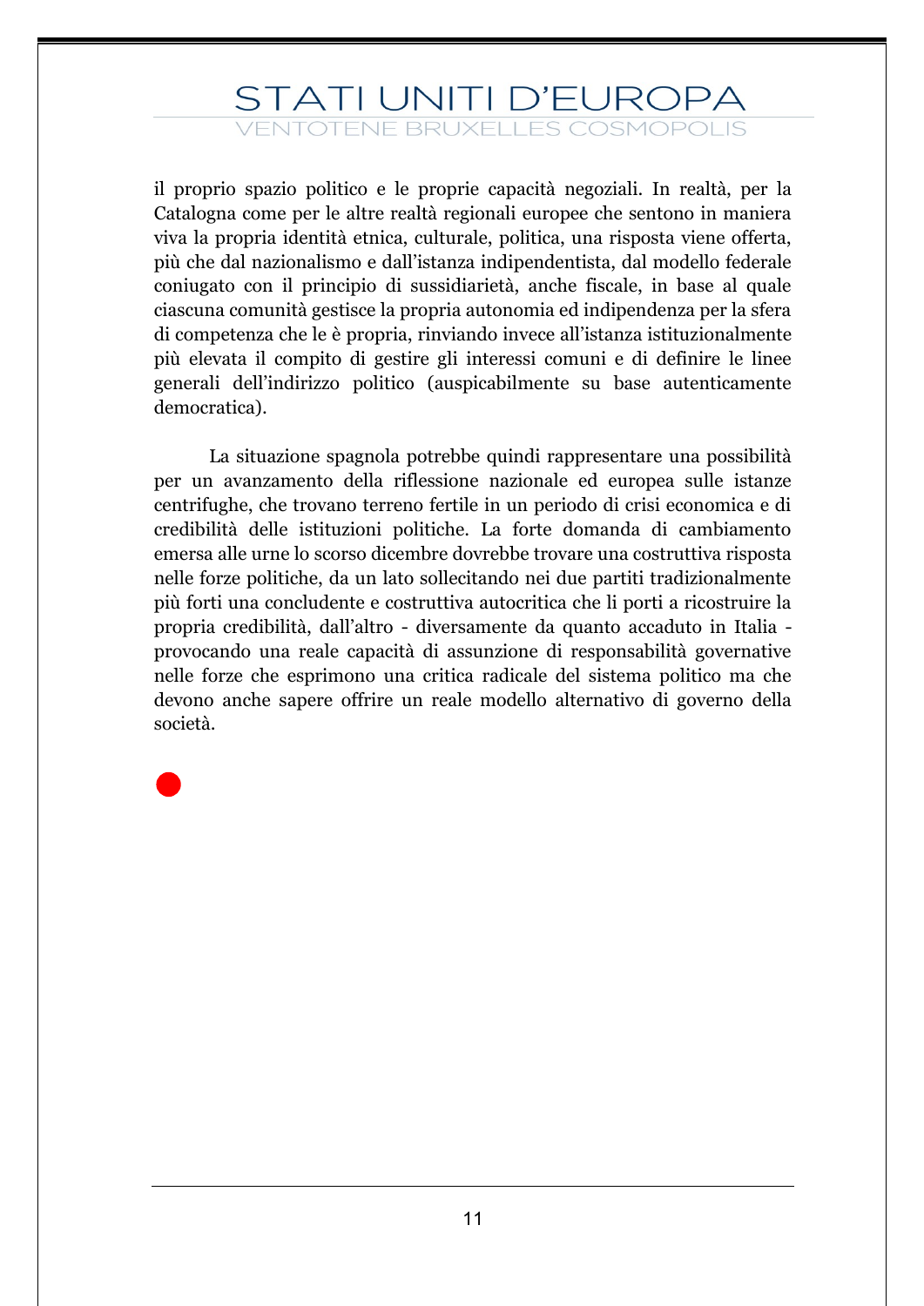il proprio spazio politico e le proprie capacità negoziali. In realtà, per la Catalogna come per le altre realtà regionali europee che sentono in maniera viva la propria identità etnica, culturale, politica, una risposta viene offerta, più che dal nazionalismo e dall'istanza indipendentista, dal modello federale coniugato con il principio di sussidiarietà, anche fiscale, in base al quale ciascuna comunità gestisce la propria autonomia ed indipendenza per la sfera di competenza che le è propria, rinviando invece all'istanza istituzionalmente più elevata il compito di gestire gli interessi comuni e di definire le linee generali dell'indirizzo politico (auspicabilmente su base autenticamente democratica).

La situazione spagnola potrebbe quindi rappresentare una possibilità per un avanzamento della riflessione nazionale ed europea sulle istanze centrifughe, che trovano terreno fertile in un periodo di crisi economica e di credibilità delle istituzioni politiche. La forte domanda di cambiamento emersa alle urne lo scorso dicembre dovrebbe trovare una costruttiva risposta nelle forze politiche, da un lato sollecitando nei due partiti tradizionalmente più forti una concludente e costruttiva autocritica che li porti a ricostruire la propria credibilità, dall'altro - diversamente da quanto accaduto in Italia - provocando una reale capacità di assunzione di responsabilità governative nelle forze che esprimono una critica radicale del sistema politico ma che devono anche sapere offrire un reale modello alternativo di governo della società.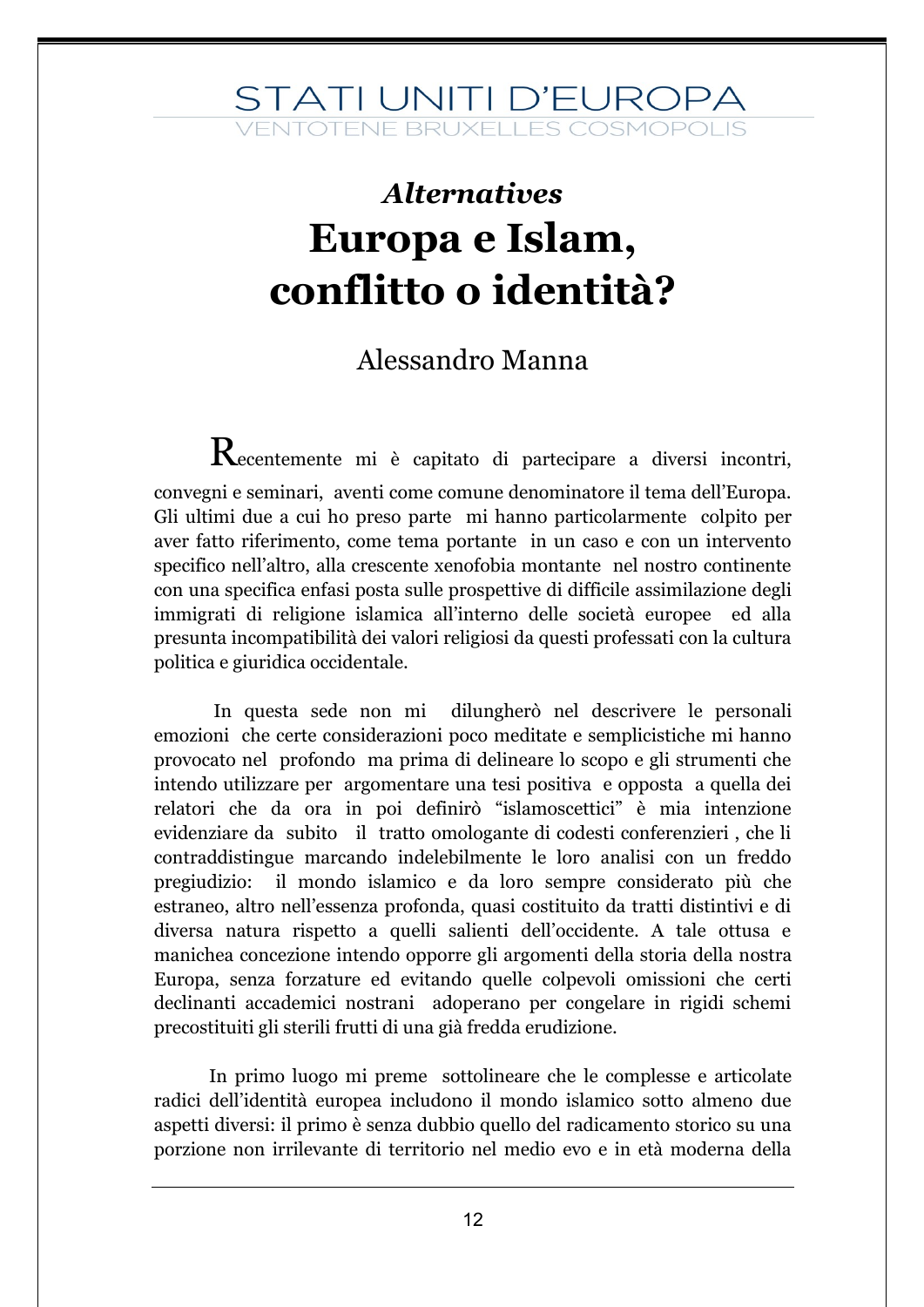*Alternatives*

# Europa e Islam, conflitto o identità?

Alessandro Manna

Recentemente mi è capitato di partecipare a diversi incontri, convegni e seminari, aventi come comune denominatore il tema dell'Europa. Gli ultimi due a cui ho preso parte mi hanno particolarmente colpito per aver fatto riferimento, come tema portante in un caso e con un intervento specifico nell'altro, alla crescente xenofobia montante nel nostro continente con una specifica enfasi posta sulle prospettive di difficile assimilazione degli immigrati di religione islamica all'interno delle società europee ed alla presunta incompatibilità dei valori religiosi da questi professati con la cultura politica e giuridica occidentale.

In questa sede non mi dilungherò nel descrivere le personali emozioni che certe considerazioni poco meditate e semplicistiche mi hanno provocato nel profondo ma prima di delineare lo scopo e gli strumenti che intendo utilizzare per argomentare una tesi positiva e opposta a quella dei relatori che da ora in poi definirò "islamoscettici" è mia intenzione evidenziare da subito il tratto omologante di codesti conferenzieri , che li contraddistingue marcando indelebilmente le loro analisi con un freddo pregiudizio: il mondo islamico e da loro sempre considerato più che estraneo, altro nell'essenza profonda, quasi costituito da tratti distintivi e di diversa natura rispetto a quelli salienti dell'occidente. A tale ottusa e manichea concezione intendo opporre gli argomenti della storia della nostra Europa, senza forzature ed evitando quelle colpevoli omissioni che certi declinanti accademici nostrani adoperano per congelare in rigidi schemi precostituiti gli sterili frutti di una già fredda erudizione.

In primo luogo mi preme sottolineare che le complesse e articolate radici dell'identità europea includono il mondo islamico sotto almeno due aspetti diversi: il primo è senza dubbio quello del radicamento storico su una porzione non irrilevante di territorio nel medio evo e in età moderna della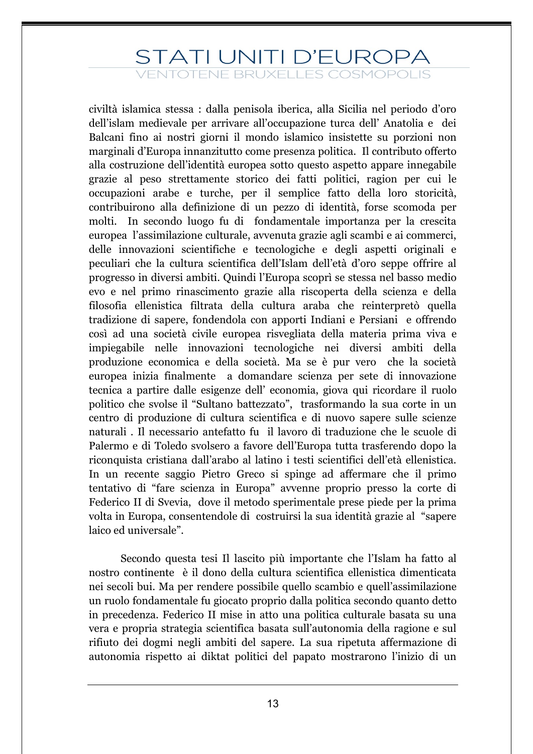civiltà islamica stessa : dalla penisola iberica, alla Sicilia nel periodo d'oro dell'islam medievale per arrivare all'occupazione turca dell' Anatolia e dei Balcani fino ai nostri giorni il mondo islamico insistette su porzioni non marginali d'Europa innanzitutto come presenza politica. Il contributo offerto alla costruzione dell'identità europea sotto questo aspetto appare innegabile grazie al peso strettamente storico dei fatti politici, ragion per cui le occupazioni arabe e turche, per il semplice fatto della loro storicità, contribuirono alla definizione di un pezzo di identità, forse scomoda per molti. In secondo luogo fu di fondamentale importanza per la crescita europea l'assimilazione culturale, avvenuta grazie agli scambi e ai commerci, delle innovazioni scientifiche e tecnologiche e degli aspetti originali e peculiari che la cultura scientifica dell'Islam dell'età d'oro seppe offrire al progresso in diversi ambiti. Quindi l'Europa scoprì se stessa nel basso medio evo e nel primo rinascimento grazie alla riscoperta della scienza e della filosofia ellenistica filtrata della cultura araba che reinterpretò quella tradizione di sapere, fondendola con apporti Indiani e Persiani e offrendo così ad una società civile europea risvegliata della materia prima viva e impiegabile nelle innovazioni tecnologiche nei diversi ambiti della produzione economica e della società. Ma se è pur vero che la società europea inizia finalmente a domandare scienza per sete di innovazione tecnica a partire dalle esigenze dell' economia, giova qui ricordare il ruolo politico che svolse il "Sultano battezzato", trasformando la sua corte in un centro di produzione di cultura scientifica e di nuovo sapere sulle scienze naturali . Il necessario antefatto fu il lavoro di traduzione che le scuole di Palermo e di Toledo svolsero a favore dell'Europa tutta trasferendo dopo la riconquista cristiana dall'arabo al latino i testi scientifici dell'età ellenistica. In un recente saggio Pietro Greco si spinge ad affermare che il primo tentativo di "fare scienza in Europa" avvenne proprio presso la corte di Federico II di Svevia, dove il metodo sperimentale prese piede per la prima volta in Europa, consentendole di costruirsi la sua identità grazie al "sapere laico ed universale".

Secondo questa tesi Il lascito più importante che l'Islam ha fatto al nostro continente è il dono della cultura scientifica ellenistica dimenticata nei secoli bui. Ma per rendere possibile quello scambio e quell'assimilazione un ruolo fondamentale fu giocato proprio dalla politica secondo quanto detto in precedenza. Federico II mise in atto una politica culturale basata su una vera e propria strategia scientifica basata sull'autonomia della ragione e sul rifiuto dei dogmi negli ambiti del sapere. La sua ripetuta affermazione di autonomia rispetto ai diktat politici del papato mostrarono l'inizio di un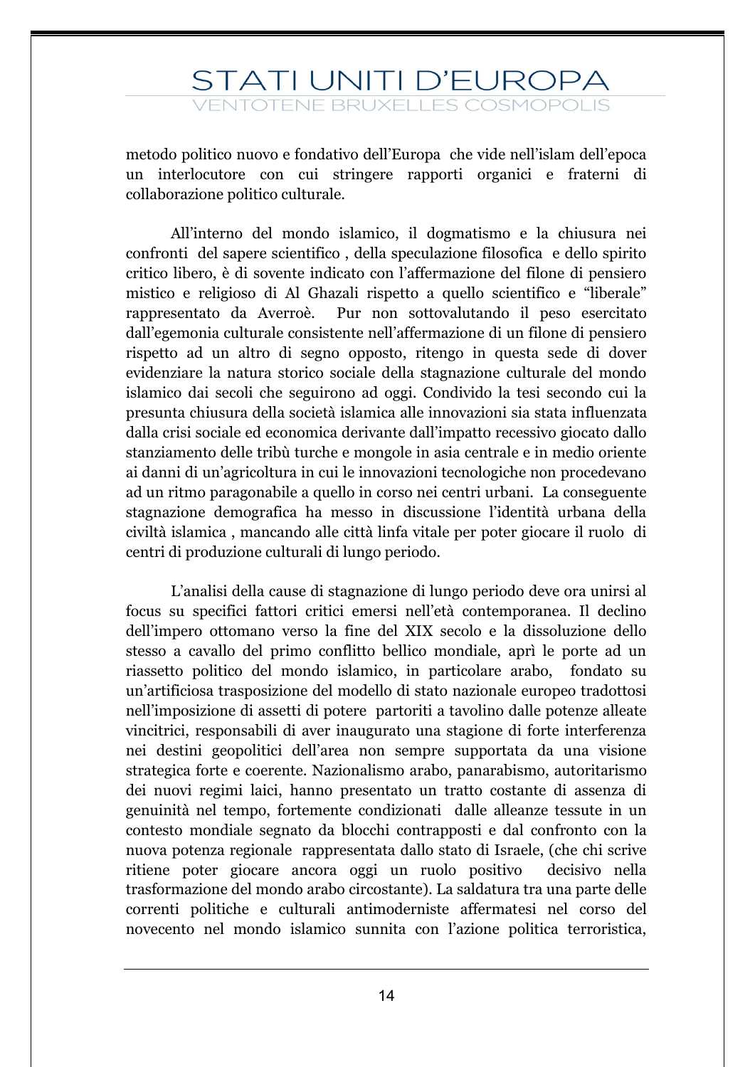metodo politico nuovo e fondativo dell'Europa che vide nell'islam dell'epoca un interlocutore con cui stringere rapporti organici e fraterni di collaborazione politico culturale.

All'interno del mondo islamico, il dogmatismo e la chiusura nei confronti del sapere scientifico , della speculazione filosofica e dello spirito critico libero, è di sovente indicato con l'affermazione del filone di pensiero mistico e religioso di Al Ghazali rispetto a quello scientifico e "liberale" rappresentato da Averroè. Pur non sottovalutando il peso esercitato dall'egemonia culturale consistente nell'affermazione di un filone di pensiero rispetto ad un altro di segno opposto, ritengo in questa sede di dover evidenziare la natura storico sociale della stagnazione culturale del mondo islamico dai secoli che seguirono ad oggi. Condivido la tesi secondo cui la presunta chiusura della società islamica alle innovazioni sia stata influenzata dalla crisi sociale ed economica derivante dall'impatto recessivo giocato dallo stanziamento delle tribù turche e mongole in asia centrale e in medio oriente ai danni di un'agricoltura in cui le innovazioni tecnologiche non procedevano ad un ritmo paragonabile a quello in corso nei centri urbani. La conseguente stagnazione demografica ha messo in discussione l'identità urbana della civiltà islamica , mancando alle città linfa vitale per poter giocare il ruolo di centri di produzione culturali di lungo periodo.

L'analisi della cause di stagnazione di lungo periodo deve ora unirsi al focus su specifici fattori critici emersi nell'età contemporanea. Il declino dell'impero ottomano verso la fine del XIX secolo e la dissoluzione dello stesso a cavallo del primo conflitto bellico mondiale, aprì le porte ad un riassetto politico del mondo islamico, in particolare arabo, fondato su un'artificiosa trasposizione del modello di stato nazionale europeo tradottosi nell'imposizione di assetti di potere partoriti a tavolino dalle potenze alleate vincitrici, responsabili di aver inaugurato una stagione di forte interferenza nei destini geopolitici dell'area non sempre supportata da una visione strategica forte e coerente. Nazionalismo arabo, panarabismo, autoritarismo dei nuovi regimi laici, hanno presentato un tratto costante di assenza di genuinità nel tempo, fortemente condizionati dalle alleanze tessute in un contesto mondiale segnato da blocchi contrapposti e dal confronto con la nuova potenza regionale rappresentata dallo stato di Israele, (che chi scrive ritiene poter giocare ancora oggi un ruolo positivo decisivo nella trasformazione del mondo arabo circostante). La saldatura tra una parte delle correnti politiche e culturali antimoderniste affermatesi nel corso del novecento nel mondo islamico sunnita con l'azione politica terroristica,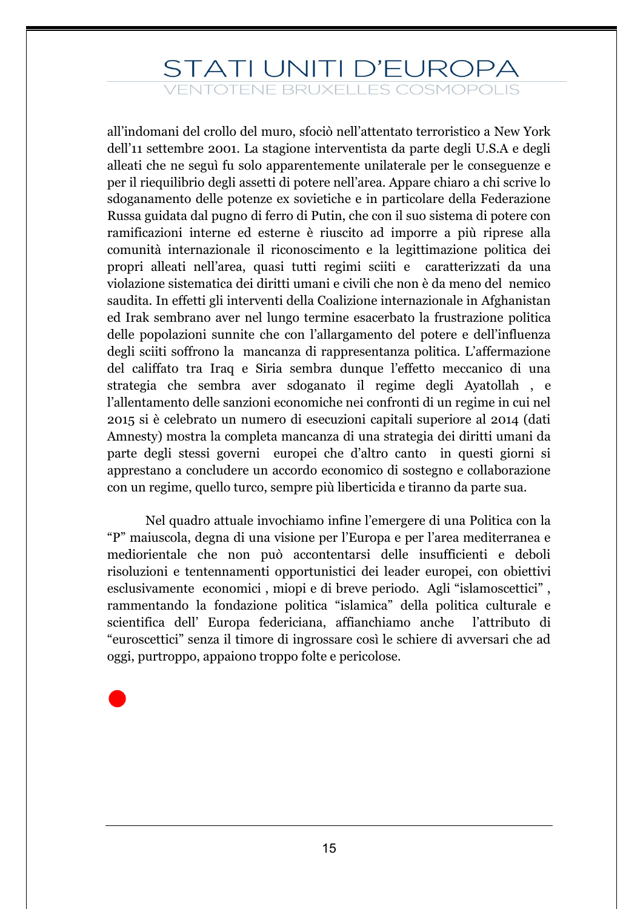all'indomani del crollo del muro, sfociò nell'attentato terroristico a New York dell'11 settembre 2001. La stagione interventista da parte degli U.S.A e degli alleati che ne seguì fu solo apparentemente unilaterale per le conseguenze e per il riequilibrio degli assetti di potere nell'area. Appare chiaro a chi scrive lo sdoganamento delle potenze ex sovietiche e in particolare della Federazione Russa guidata dal pugno di ferro di Putin, che con il suo sistema di potere con ramificazioni interne ed esterne è riuscito ad imporre a più riprese alla comunità internazionale il riconoscimento e la legittimazione politica dei propri alleati nell'area, quasi tutti regimi sciiti e caratterizzati da una violazione sistematica dei diritti umani e civili che non è da meno del nemico saudita. In effetti gli interventi della Coalizione internazionale in Afghanistan ed Irak sembrano aver nel lungo termine esacerbato la frustrazione politica delle popolazioni sunnite che con l'allargamento del potere e dell'influenza degli sciiti soffrono la mancanza di rappresentanza politica. L'affermazione del califfato tra Iraq e Siria sembra dunque l'effetto meccanico di una strategia che sembra aver sdoganato il regime degli Ayatollah , e l'allentamento delle sanzioni economiche nei confronti di un regime in cui nel 2015 si è celebrato un numero di esecuzioni capitali superiore al 2014 (dati Amnesty) mostra la completa mancanza di una strategia dei diritti umani da parte degli stessi governi europei che d'altro canto in questi giorni si apprestano a concludere un accordo economico di sostegno e collaborazione con un regime, quello turco, sempre più liberticida e tiranno da parte sua.

Nel quadro attuale invochiamo infine l'emergere di una Politica con la "P" maiuscola, degna di una visione per l'Europa e per l'area mediterranea e mediorientale che non può accontentarsi delle insufficienti e deboli risoluzioni e tentennamenti opportunistici dei leader europei, con obiettivi esclusivamente economici , miopi e di breve periodo. Agli "islamoscettici" , rammentando la fondazione politica "islamica" della politica culturale e scientifica dell' Europa federiciana, affianchiamo anche l'attributo di "euroscettici" senza il timore di ingrossare così le schiere di avversari che ad oggi, purtroppo, appaiono troppo folte e pericolose.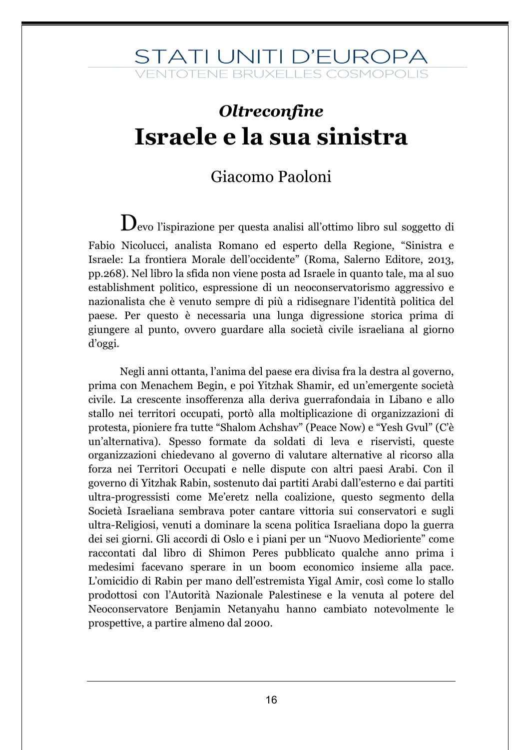*Oltreconfine*

# Israele e la sua sinistra

Giacomo Paoloni

Devo l'ispirazione per questa analisi all'ottimo libro sul soggetto di Fabio Nicolucci, analista Romano ed esperto della Regione, "Sinistra e Israele: La frontiera Morale dell'occidente" (Roma, Salerno Editore, 2013, pp.268). Nel libro la sfida non viene posta ad Israele in quanto tale, ma al suo establishment politico, espressione di un neoconservatorismo aggressivo e nazionalista che è venuto sempre di più a ridisegnare l'identità politica del paese. Per questo è necessaria una lunga digressione storica prima di giungere al punto, ovvero guardare alla società civile israeliana al giorno d'oggi.

Negli anni ottanta, l'anima del paese era divisa fra la destra al governo, prima con Menachem Begin, e poi Yitzhak Shamir, ed un'emergente società civile. La crescente insofferenza alla deriva guerrafondaia in Libano e allo stallo nei territori occupati, portò alla moltiplicazione di organizzazioni di protesta, pioniere fra tutte "Shalom Achshav" (Peace Now) e "Yesh Gvul" (C'è un'alternativa). Spesso formate da soldati di leva e riservisti, queste organizzazioni chiedevano al governo di valutare alternative al ricorso alla forza nei Territori Occupati e nelle dispute con altri paesi Arabi. Con il governo di Yitzhak Rabin, sostenuto dai partiti Arabi dall'esterno e dai partiti ultra-progressisti come Me'eretz nella coalizione, questo segmento della Società Israeliana sembrava poter cantare vittoria sui conservatori e sugli ultra-Religiosi, venuti a dominare la scena politica Israeliana dopo la guerra dei sei giorni. Gli accordi di Oslo e i piani per un "Nuovo Medioriente" come raccontati dal libro di Shimon Peres pubblicato qualche anno prima i medesimi facevano sperare in un boom economico insieme alla pace. L'omicidio di Rabin per mano dell'estremista Yigal Amir, così come lo stallo prodottosi con l'Autorità Nazionale Palestinese e la venuta al potere del Neoconservatore Benjamin Netanyahu hanno cambiato notevolmente le prospettive, a partire almeno dal 2000.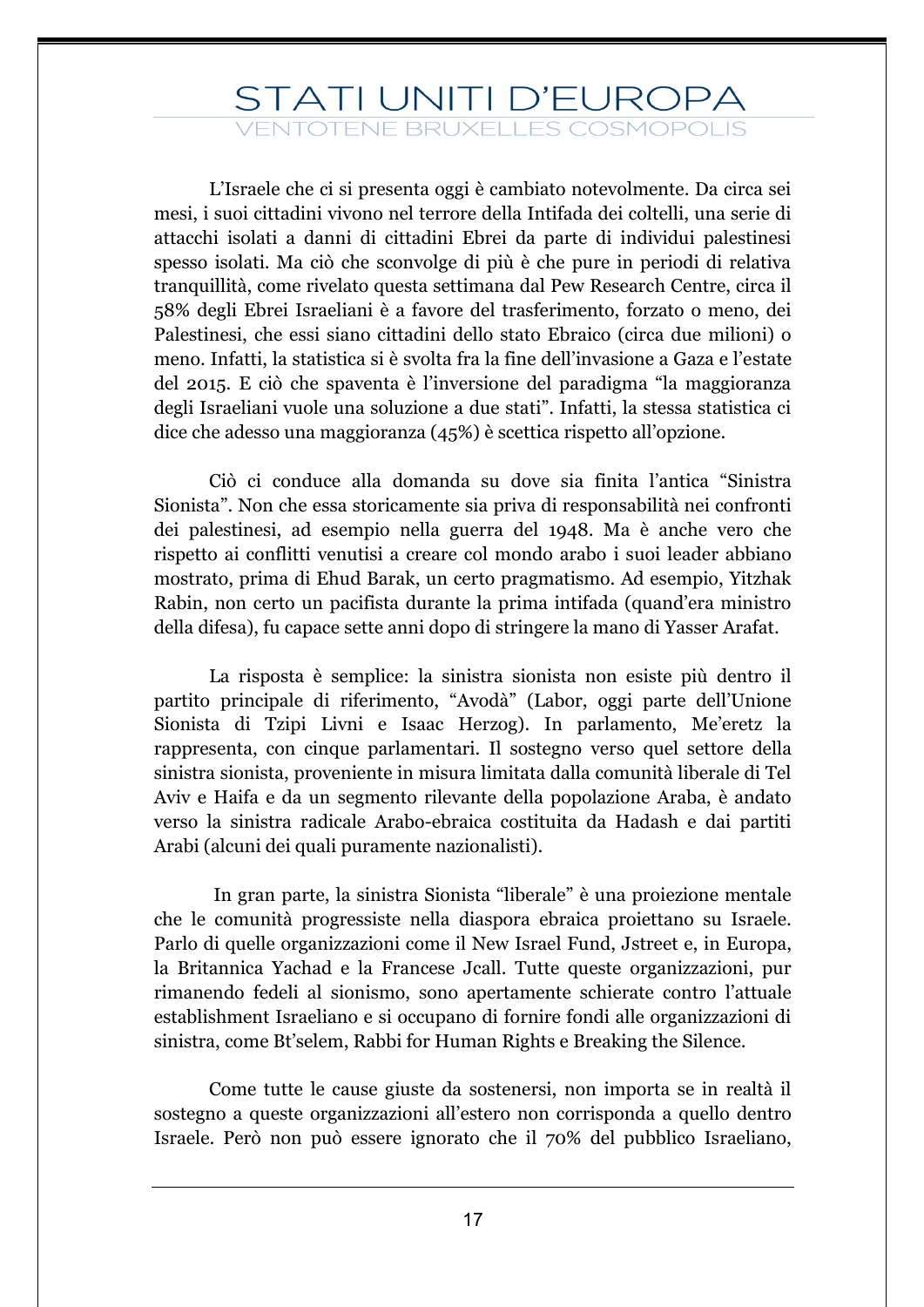L'Israele che ci si presenta oggi è cambiato notevolmente. Da circa sei mesi, i suoi cittadini vivono nel terrore della Intifada dei coltelli, una serie di attacchi isolati a danni di cittadini Ebrei da parte di individui palestinesi spesso isolati. Ma ciò che sconvolge di più è che pure in periodi di relativa tranquillità, come rivelato questa settimana dal Pew Research Centre, circa il 58% degli Ebrei Israeliani è a favore del trasferimento, forzato o meno, dei Palestinesi, che essi siano cittadini dello stato Ebraico (circa due milioni) o meno. Infatti, la statistica si è svolta fra la fine dell'invasione a Gaza e l'estate del 2015. E ciò che spaventa è l'inversione del paradigma "la maggioranza degli Israeliani vuole una soluzione a due stati". Infatti, la stessa statistica ci dice che adesso una maggioranza (45%) è scettica rispetto all'opzione.

Ciò ci conduce alla domanda su dove sia finita l'antica "Sinistra Sionista". Non che essa storicamente sia priva di responsabilità nei confronti dei palestinesi, ad esempio nella guerra del 1948. Ma è anche vero che rispetto ai conflitti venutisi a creare col mondo arabo i suoi leader abbiano mostrato, prima di Ehud Barak, un certo pragmatismo. Ad esempio, Yitzhak Rabin, non certo un pacifista durante la prima intifada (quand'era ministro della difesa), fu capace sette anni dopo di stringere la mano di Yasser Arafat.

La risposta è semplice: la sinistra sionista non esiste più dentro il partito principale di riferimento, "Avodà" (Labor, oggi parte dell'Unione Sionista di Tzipi Livni e Isaac Herzog). In parlamento, Me'eretz la rappresenta, con cinque parlamentari. Il sostegno verso quel settore della sinistra sionista, proveniente in misura limitata dalla comunità liberale di Tel Aviv e Haifa e da un segmento rilevante della popolazione Araba, è andato verso la sinistra radicale Arabo-ebraica costituita da Hadash e dai partiti Arabi (alcuni dei quali puramente nazionalisti).

In gran parte, la sinistra Sionista "liberale" è una proiezione mentale che le comunità progressiste nella diaspora ebraica proiettano su Israele. Parlo di quelle organizzazioni come il New Israel Fund, Jstreet e, in Europa, la Britannica Yachad e la Francese Jcall. Tutte queste organizzazioni, pur rimanendo fedeli al sionismo, sono apertamente schierate contro l'attuale establishment Israeliano e si occupano di fornire fondi alle organizzazioni di sinistra, come Bt'selem, Rabbi for Human Rights e Breaking the Silence.

Come tutte le cause giuste da sostenersi, non importa se in realtà il sostegno a queste organizzazioni all'estero non corrisponda a quello dentro Israele. Però non può essere ignorato che il 70% del pubblico Israeliano,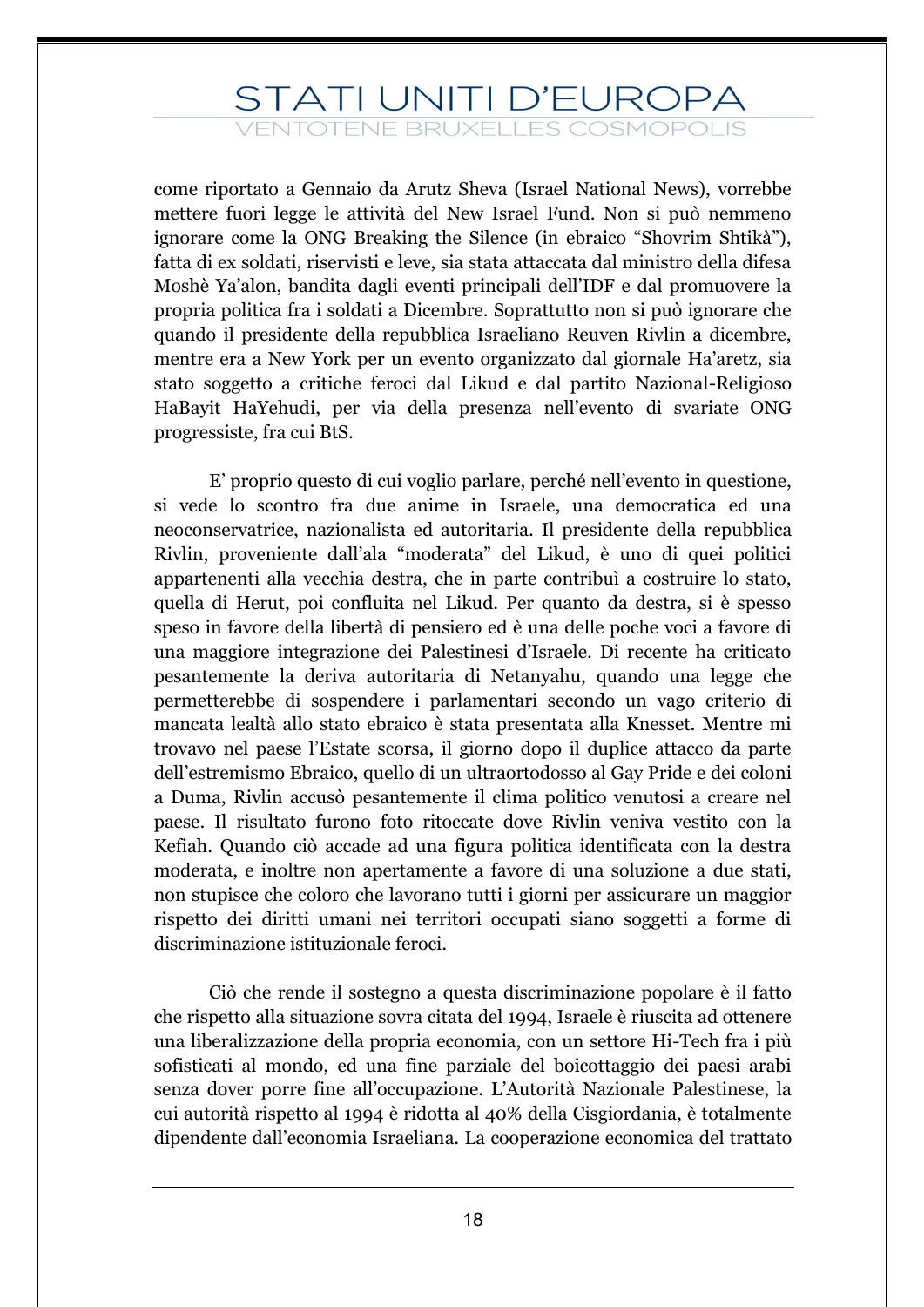come riportato a Gennaio da Arutz Sheva (Israel National News), vorrebbe mettere fuori legge le attività del New Israel Fund. Non si può nemmeno ignorare come la ONG Breaking the Silence (in ebraico "Shovrim Shtikà"), fatta di ex soldati, riservisti e leve, sia stata attaccata dal ministro della difesa Moshè Ya'alon, bandita dagli eventi principali dell'IDF e dal promuovere la propria politica fra i soldati a Dicembre. Soprattutto non si può ignorare che quando il presidente della repubblica Israeliano Reuven Rivlin a dicembre, mentre era a New York per un evento organizzato dal giornale Ha'aretz, sia stato soggetto a critiche feroci dal Likud e dal partito Nazional-Religioso HaBayit HaYehudi, per via della presenza nell'evento di svariate ONG progressiste, fra cui BtS.

E' proprio questo di cui voglio parlare, perché nell'evento in questione, si vede lo scontro fra due anime in Israele, una democratica ed una neoconservatrice, nazionalista ed autoritaria. Il presidente della repubblica Rivlin, proveniente dall'ala "moderata" del Likud, è uno di quei politici appartenenti alla vecchia destra, che in parte contribuì a costruire lo stato, quella di Herut, poi confluita nel Likud. Per quanto da destra, si è spesso speso in favore della libertà di pensiero ed è una delle poche voci a favore di una maggiore integrazione dei Palestinesi d'Israele. Di recente ha criticato pesantemente la deriva autoritaria di Netanyahu, quando una legge che permetterebbe di sospendere i parlamentari secondo un vago criterio di mancata lealtà allo stato ebraico è stata presentata alla Knesset. Mentre mi trovavo nel paese l'Estate scorsa, il giorno dopo il duplice attacco da parte dell'estremismo Ebraico, quello di un ultraortodosso al Gay Pride e dei coloni a Duma, Rivlin accusò pesantemente il clima politico venutosi a creare nel paese. Il risultato furono foto ritoccate dove Rivlin veniva vestito con la Kefiah. Quando ciò accade ad una figura politica identificata con la destra moderata, e inoltre non apertamente a favore di una soluzione a due stati, non stupisce che coloro che lavorano tutti i giorni per assicurare un maggior rispetto dei diritti umani nei territori occupati siano soggetti a forme di discriminazione istituzionale feroci.

Ciò che rende il sostegno a questa discriminazione popolare è il fatto che rispetto alla situazione sovra citata del 1994, Israele è riuscita ad ottenere una liberalizzazione della propria economia, con un settore Hi-Tech fra i più sofisticati al mondo, ed una fine parziale del boicottaggio dei paesi arabi senza dover porre fine all'occupazione. L'Autorità Nazionale Palestinese, la cui autorità rispetto al 1994 è ridotta al 40% della Cisgiordania, è totalmente dipendente dall'economia Israeliana. La cooperazione economica del trattato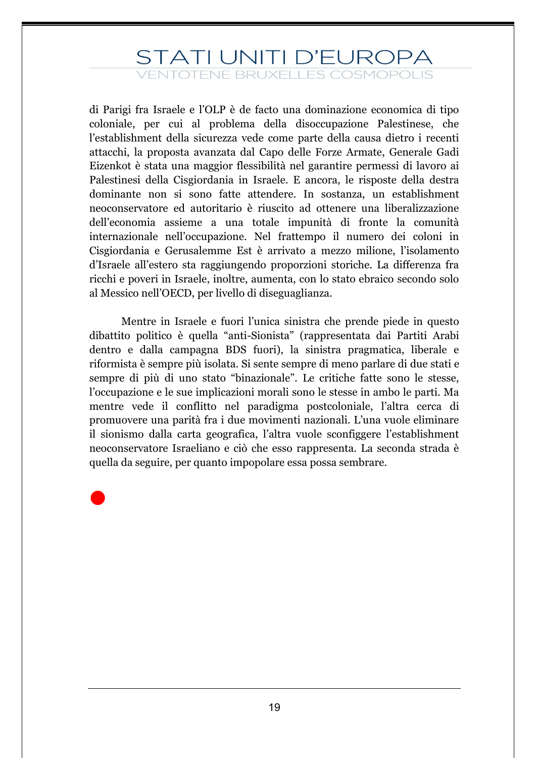di Parigi fra Israele e l'OLP è de facto una dominazione economica di tipo coloniale, per cui al problema della disoccupazione Palestinese, che l'establishment della sicurezza vede come parte della causa dietro i recenti attacchi, la proposta avanzata dal Capo delle Forze Armate, Generale Gadi Eizenkot è stata una maggior flessibilità nel garantire permessi di lavoro ai Palestinesi della Cisgiordania in Israele. E ancora, le risposte della destra dominante non si sono fatte attendere. In sostanza, un establishment neoconservatore ed autoritario è riuscito ad ottenere una liberalizzazione dell'economia assieme a una totale impunità di fronte la comunità internazionale nell'occupazione. Nel frattempo il numero dei coloni in Cisgiordania e Gerusalemme Est è arrivato a mezzo milione, l'isolamento d'Israele all'estero sta raggiungendo proporzioni storiche. La differenza fra ricchi e poveri in Israele, inoltre, aumenta, con lo stato ebraico secondo solo al Messico nell'OECD, per livello di diseguaglianza.

Mentre in Israele e fuori l'unica sinistra che prende piede in questo dibattito politico è quella "anti-Sionista" (rappresentata dai Partiti Arabi dentro e dalla campagna BDS fuori), la sinistra pragmatica, liberale e riformista è sempre più isolata. Si sente sempre di meno parlare di due stati e sempre di più di uno stato "binazionale". Le critiche fatte sono le stesse, l'occupazione e le sue implicazioni morali sono le stesse in ambo le parti. Ma mentre vede il conflitto nel paradigma postcoloniale, l'altra cerca di promuovere una parità fra i due movimenti nazionali. L'una vuole eliminare il sionismo dalla carta geografica, l'altra vuole sconfiggere l'establishment neoconservatore Israeliano e ciò che esso rappresenta. La seconda strada è quella da seguire, per quanto impopolare essa possa sembrare.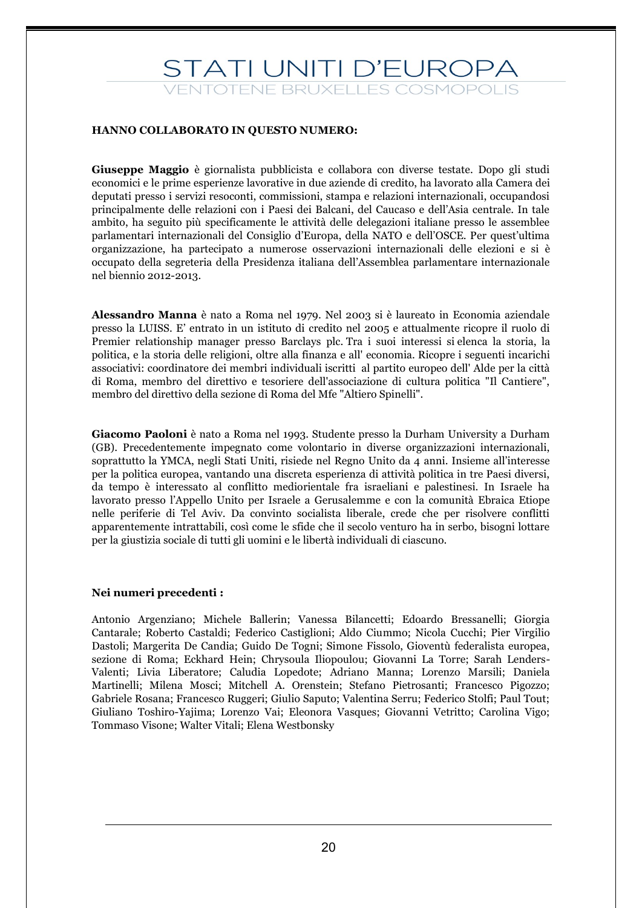**HANNO COLLABORATO IN QUESTO NUMERO:**

**Giuseppe Maggio** è giornalista pubblicista e collabora con diverse testate. Dopo gli studi economici e le prime esperienze lavorative in due aziende di credito, ha lavorato alla Camera dei deputati presso i servizi resoconti, commissioni, stampa e relazioni internazionali, occupandosi principalmente delle relazioni con i Paesi dei Balcani, del Caucaso e dell'Asia centrale. In tale ambito, ha seguito più specificamente le attività delle delegazioni italiane presso le assemblee parlamentari internazionali del Consiglio d'Europa, della NATO e dell'OSCE. Per quest'ultima organizzazione, ha partecipato a numerose osservazioni internazionali delle elezioni e si è occupato della segreteria della Presidenza italiana dell'Assemblea parlamentare internazionale nel biennio 2012-2013.

**Alessandro Manna** è nato a Roma nel 1979. Nel 2003 si è laureato in Economia aziendale presso la LUISS. E' entrato in un istituto di credito nel 2005 e attualmente ricopre il ruolo di Premier relationship manager presso Barclays plc. Tra i suoi interessi si elenca la storia, la politica, e la storia delle religioni, oltre alla finanza e all' economia. Ricopre i seguenti incarichi associativi: coordinatore dei membri individuali iscritti al partito europeo dell' Alde per la città di Roma, membro del direttivo e tesoriere dell'associazione di cultura politica "Il Cantiere", membro del direttivo della sezione di Roma del Mfe "Altiero Spinelli".

**Giacomo Paoloni** è nato a Roma nel 1993. Studente presso la Durham University a Durham (GB). Precedentemente impegnato come volontario in diverse organizzazioni internazionali, soprattutto la YMCA, negli Stati Uniti, risiede nel Regno Unito da 4 anni. Insieme all'interesse per la politica europea, vantando una discreta esperienza di attività politica in tre Paesi diversi, da tempo è interessato al conflitto mediorientale fra israeliani e palestinesi. In Israele ha lavorato presso l'Appello Unito per Israele a Gerusalemme e con la comunità Ebraica Etiope nelle periferie di Tel Aviv. Da convinto socialista liberale, crede che per risolvere conflitti apparentemente intrattabili, così come le sfide che il secolo venturo ha in serbo, bisogni lottare per la giustizia sociale di tutti gli uomini e le libertà individuali di ciascuno.

**Nei numeri precedenti :**

Antonio Argenziano; Michele Ballerin; Vanessa Bilancetti; Edoardo Bressanelli; Giorgia Cantarale; Roberto Castaldi; Federico Castiglioni; Aldo Ciummo; Nicola Cucchi; Pier Virgilio Dastoli; Margerita De Candia; Guido De Togni; Simone Fissolo, Gioventù federalista europea, sezione di Roma; Eckhard Hein; Chrysoula Iliopoulou; Giovanni La Torre; Sarah Lenders-Valenti; Livia Liberatore; Caludia Lopedote; Adriano Manna; Lorenzo Marsili; Daniela Martinelli; Milena Mosci; Mitchell A. Orenstein; Stefano Pietrosanti; Francesco Pigozzo; Gabriele Rosana; Francesco Ruggeri; Giulio Saputo; Valentina Serru; Federico Stolfi; Paul Tout; Giuliano Toshiro-Yajima; Lorenzo Vai; Eleonora Vasques; Giovanni Vetritto; Carolina Vigo; Tommaso Visone; Walter Vitali; Elena Westbonsky